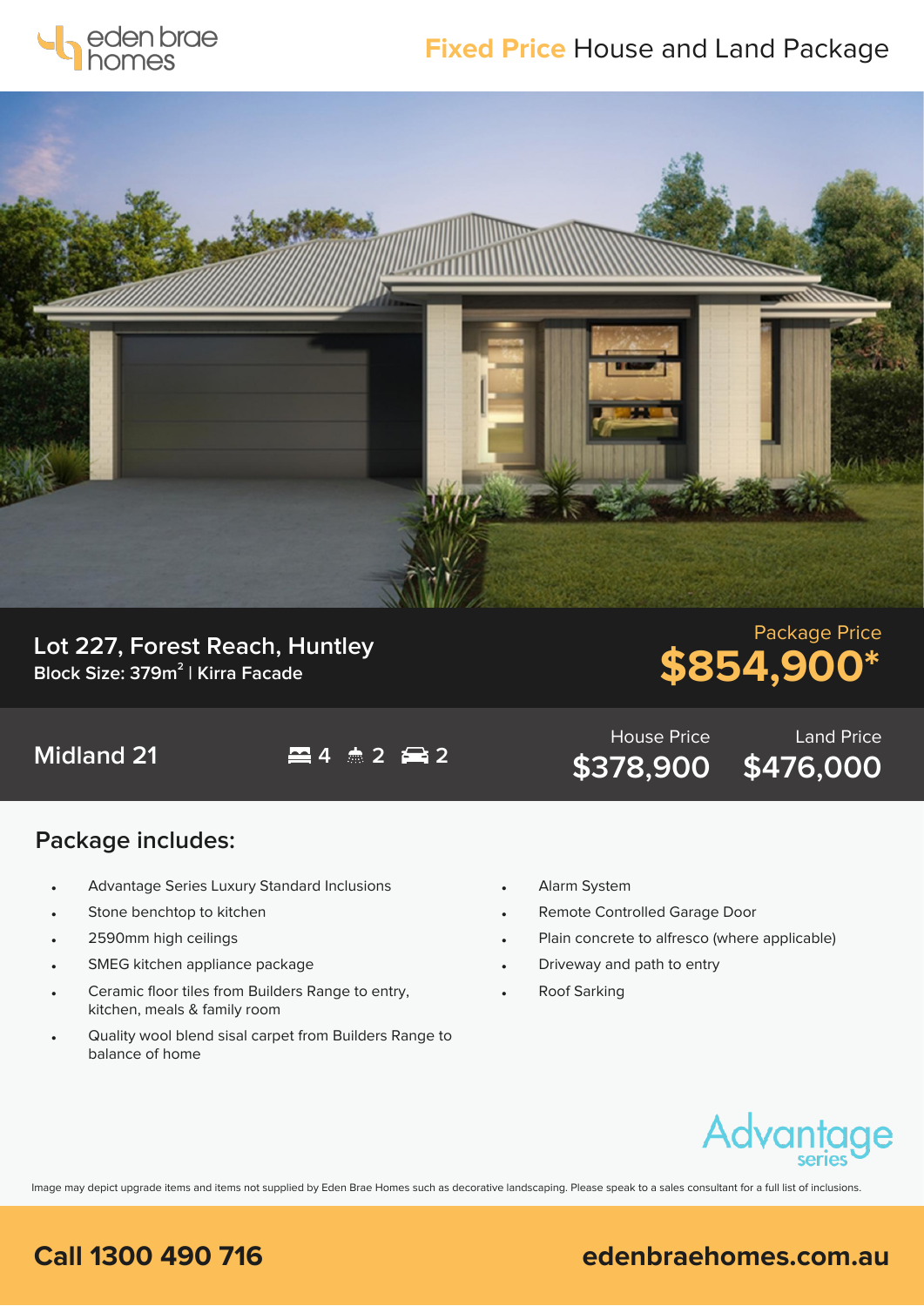eden brae homes

# **Fixed Price** House and Land Package

## Lot 227, Forest Reach, Huntley

**Block Size: 379m$^2$ | Kirra Facade**

Package Price

**$854,900***

## Midland 21

4 2 2

| House Price | Land Price |
|---|---|
| $378,900 | $476,000 |

## Package includes:

- Advantage Series Luxury Standard Inclusions
- Stone benchtop to kitchen
- 2590mm high ceilings
- SMEG kitchen appliance package
- Ceramic floor tiles from Builders Range to entry, kitchen, meals & family room
- Quality wool blend sisal carpet from Builders Range to balance of home
- Alarm System
- Remote Controlled Garage Door
- Plain concrete to alfresco (where applicable)
- Driveway and path to entry
- Roof Sarking

Advantage series

Image may depict upgrade items and items not supplied by Eden Brae Homes such as decorative landscaping. Please speak to a sales consultant for a full list of inclusions.

**Call 1300 490 716**

**edenbraehomes.com.au**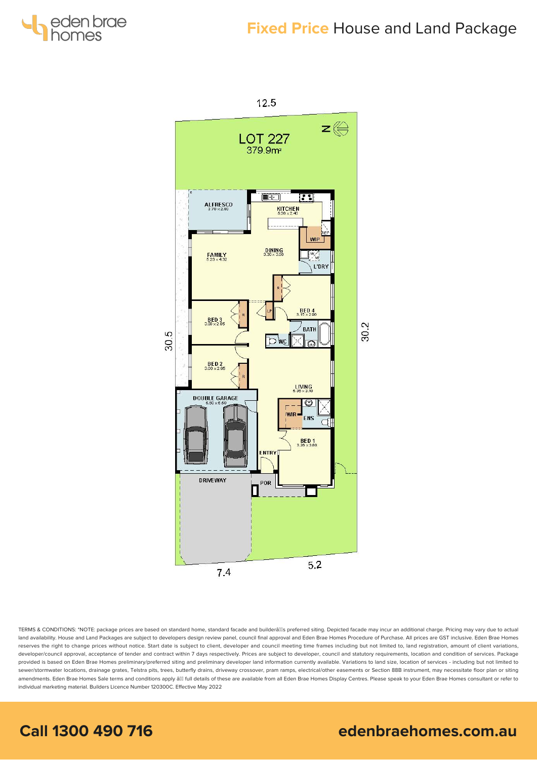eden brae homes

# **Fixed Price** House and Land Package

12.5

LOT 227
379.9m²

ALFRESCO
3.70 x 2.80

KITCHEN
5.36 x 2.40

WIP

REF

DINING
3.30 x 3.08

FAMILY
5.23 x 4.32

L'DRY

BED 4
3.15 x 2.90

BED 3
3.00 x 2.85

BATH

WC

BED 2
3.00 x 2.85

LIVING
6.35 x 3.10

DOUBLE GARAGE
5.60 x 5.60

WIR

ENS

BED 1
3.20 x 3.80

ENTRY

DRIVEWAY

POR

30.5

30.2

7.4

5.2

TERMS & CONDITIONS: *NOTE: package prices are based on standard home, standard facade and builderâs preferred siting. Depicted facade may incur an additional charge. Pricing may vary due to actual land availability. House and Land Packages are subject to developers design review panel, council final approval and Eden Brae Homes Procedure of Purchase. All prices are GST inclusive. Eden Brae Homes reserves the right to change prices without notice. Start date is subject to client, developer and council meeting time frames including but not limited to, land registration, amount of client variations, developer/council approval, acceptance of tender and contract within 7 days respectively. Prices are subject to developer, council and statutory requirements, location and condition of services. Package provided is based on Eden Brae Homes preliminary/preferred siting and preliminary developer land information currently available. Variations to land size, location of services - including but not limited to sewer/stormwater locations, drainage grates, Telstra pits, trees, butterfly drains, driveway crossover, pram ramps, electrical/other easements or Section 88B instrument, may necessitate floor plan or siting amendments. Eden Brae Homes Sale terms and conditions apply â full details of these are available from all Eden Brae Homes Display Centres. Please speak to your Eden Brae Homes consultant or refer to individual marketing material. Builders Licence Number 120300C. Effective May 2022

**Call 1300 490 716**

**edenbraehomes.com.au**